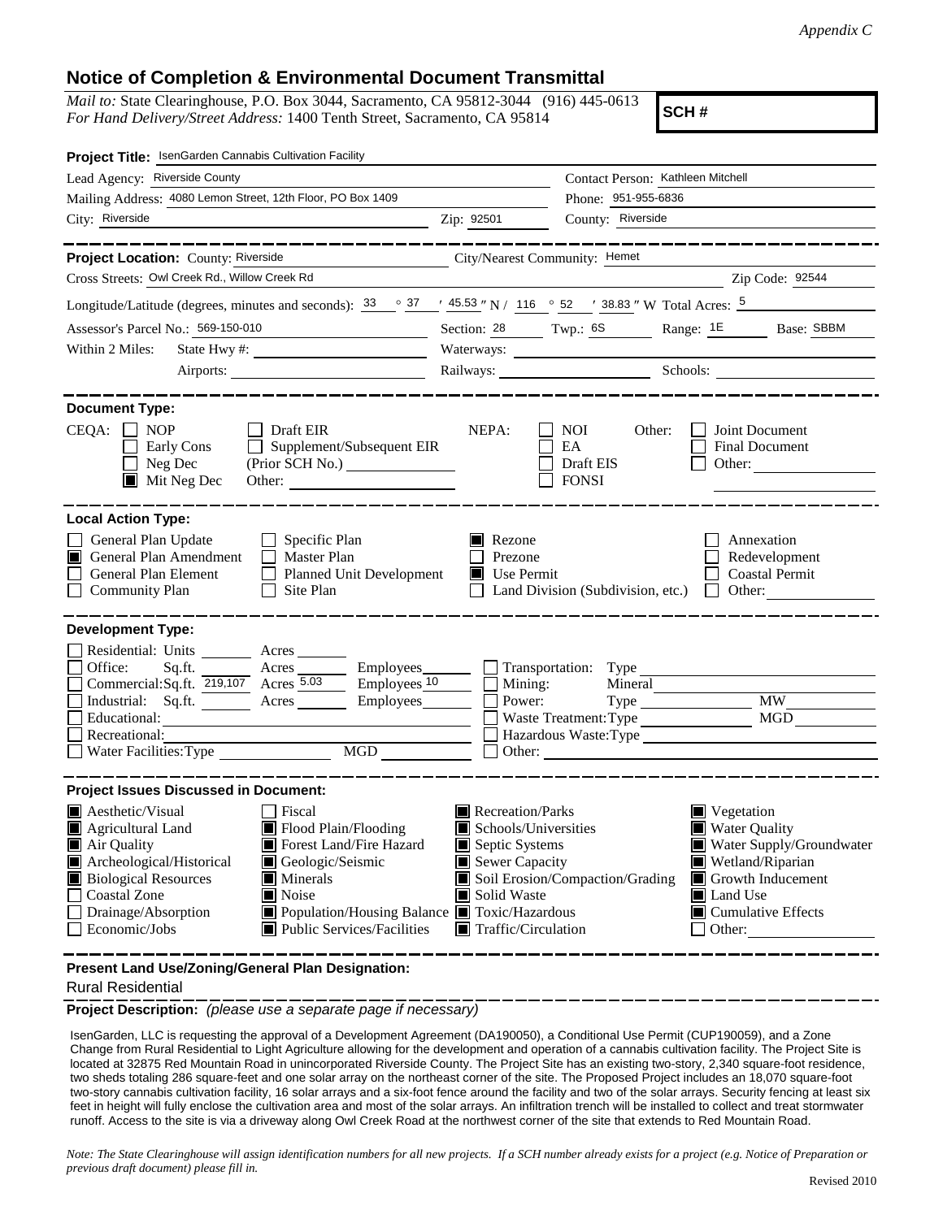*Appendix C*

# Notice of Completion & Environmental Document Transmittal

*Mail to:* State Clearinghouse, P.O. Box 3044, Sacramento, CA 95812-3044 (916) 445-0613
*For Hand Delivery/Street Address:* 1400 Tenth Street, Sacramento, CA 95814

**SCH #**

**Project Title:** IsenGarden Cannabis Cultivation Facility

Lead Agency: Riverside County
Contact Person: Kathleen Mitchell
Mailing Address: 4080 Lemon Street, 12th Floor, PO Box 1409
Phone: 951-955-6836
City: Riverside
Zip: 92501
County: Riverside

---

**Project Location:** County: Riverside
City/Nearest Community: Hemet
Cross Streets: Owl Creek Rd., Willow Creek Rd
Zip Code: 92544
Longitude/Latitude (degrees, minutes and seconds): 33 ° 37 ′ 45.53 ″ N / 116 ° 52 ′ 38.83 ″ W Total Acres: 5
Assessor's Parcel No.: 569-150-010
Section: 28 Twp.: 6S Range: 1E Base: SBBM
Within 2 Miles: State Hwy #:
Waterways:
Airports:
Railways:
Schools:

---

**Document Type:**

CEQA:
- [ ] NOP
- [ ] Early Cons
- [ ] Neg Dec
- [x] Mit Neg Dec
- [ ] Draft EIR
- [ ] Supplement/Subsequent EIR (Prior SCH No.)
- Other:

NEPA:
- [ ] NOI
- [ ] EA
- [ ] Draft EIS
- [ ] FONSI

Other:
- [ ] Joint Document
- [ ] Final Document
- [ ] Other:

---

**Local Action Type:**

- [ ] General Plan Update
- [x] General Plan Amendment
- [ ] General Plan Element
- [ ] Community Plan
- [ ] Specific Plan
- [ ] Master Plan
- [ ] Planned Unit Development
- [ ] Site Plan
- [x] Rezone
- [ ] Prezone
- [x] Use Permit
- [ ] Land Division (Subdivision, etc.)
- [ ] Annexation
- [ ] Redevelopment
- [ ] Coastal Permit
- [ ] Other:

---

**Development Type:**

- [ ] Residential: Units Acres
- [ ] Office: Sq.ft. Acres Employees
- [ ] Commercial: Sq.ft. 219,107 Acres 5.03 Employees 10
- [ ] Industrial: Sq.ft. Acres Employees
- [ ] Educational:
- [ ] Recreational:
- [ ] Water Facilities: Type MGD
- [ ] Transportation: Type
- [ ] Mining: Mineral
- [ ] Power: Type MW
- [ ] Waste Treatment: Type MGD
- [ ] Hazardous Waste: Type
- [ ] Other:

---

**Project Issues Discussed in Document:**

- [x] Aesthetic/Visual
- [x] Agricultural Land
- [x] Air Quality
- [x] Archeological/Historical
- [x] Biological Resources
- [ ] Coastal Zone
- [ ] Drainage/Absorption
- [ ] Economic/Jobs
- [ ] Fiscal
- [x] Flood Plain/Flooding
- [x] Forest Land/Fire Hazard
- [x] Geologic/Seismic
- [x] Minerals
- [x] Noise
- [x] Population/Housing Balance
- [x] Public Services/Facilities
- [x] Recreation/Parks
- [x] Schools/Universities
- [x] Septic Systems
- [x] Sewer Capacity
- [x] Soil Erosion/Compaction/Grading
- [x] Solid Waste
- [x] Toxic/Hazardous
- [x] Traffic/Circulation
- [x] Vegetation
- [x] Water Quality
- [x] Water Supply/Groundwater
- [x] Wetland/Riparian
- [x] Growth Inducement
- [x] Land Use
- [x] Cumulative Effects
- [ ] Other:

---

**Present Land Use/Zoning/General Plan Designation:**

Rural Residential

---

**Project Description:** *(please use a separate page if necessary)*

IsenGarden, LLC is requesting the approval of a Development Agreement (DA190050), a Conditional Use Permit (CUP190059), and a Zone Change from Rural Residential to Light Agriculture allowing for the development and operation of a cannabis cultivation facility. The Project Site is located at 32875 Red Mountain Road in unincorporated Riverside County. The Project Site has an existing two-story, 2,340 square-foot residence, two sheds totaling 286 square-feet and one solar array on the northeast corner of the site. The Proposed Project includes an 18,070 square-foot two-story cannabis cultivation facility, 16 solar arrays and a six-foot fence around the facility and two of the solar arrays. Security fencing at least six feet in height will fully enclose the cultivation area and most of the solar arrays. An infiltration trench will be installed to collect and treat stormwater runoff. Access to the site is via a driveway along Owl Creek Road at the northwest corner of the site that extends to Red Mountain Road.

*Note: The State Clearinghouse will assign identification numbers for all new projects. If a SCH number already exists for a project (e.g. Notice of Preparation or previous draft document) please fill in.*

Revised 2010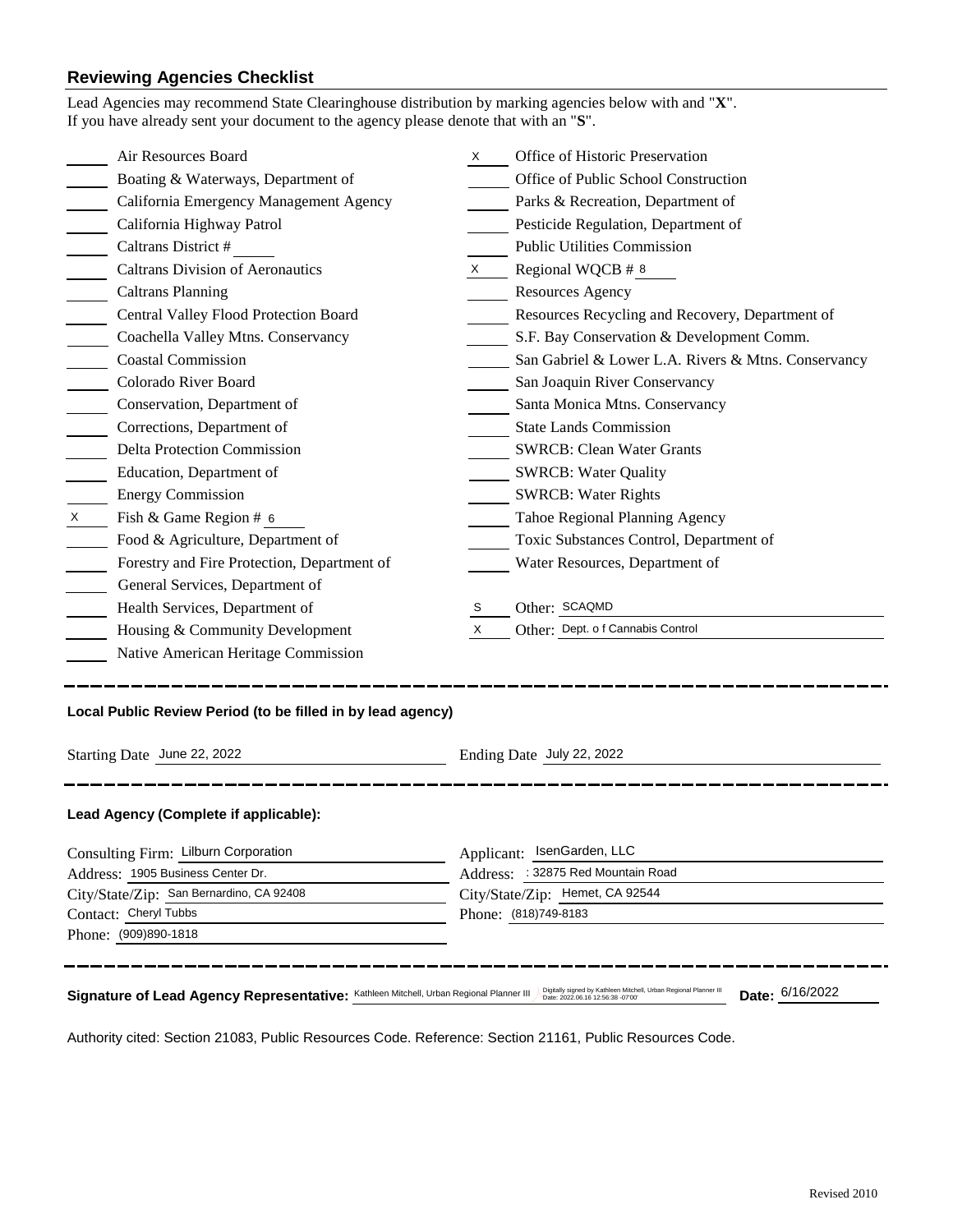## Reviewing Agencies Checklist

Lead Agencies may recommend State Clearinghouse distribution by marking agencies below with and "**X**".
If you have already sent your document to the agency please denote that with an "**S**".

| | | | |
|---|---|---|---|
| | Air Resources Board | X | Office of Historic Preservation |
| | Boating & Waterways, Department of | | Office of Public School Construction |
| | California Emergency Management Agency | | Parks & Recreation, Department of |
| | California Highway Patrol | | Pesticide Regulation, Department of |
| | Caltrans District # | | Public Utilities Commission |
| | Caltrans Division of Aeronautics | X | Regional WQCB # 8 |
| | Caltrans Planning | | Resources Agency |
| | Central Valley Flood Protection Board | | Resources Recycling and Recovery, Department of |
| | Coachella Valley Mtns. Conservancy | | S.F. Bay Conservation & Development Comm. |
| | Coastal Commission | | San Gabriel & Lower L.A. Rivers & Mtns. Conservancy |
| | Colorado River Board | | San Joaquin River Conservancy |
| | Conservation, Department of | | Santa Monica Mtns. Conservancy |
| | Corrections, Department of | | State Lands Commission |
| | Delta Protection Commission | | SWRCB: Clean Water Grants |
| | Education, Department of | | SWRCB: Water Quality |
| | Energy Commission | | SWRCB: Water Rights |
| X | Fish & Game Region # 6 | | Tahoe Regional Planning Agency |
| | Food & Agriculture, Department of | | Toxic Substances Control, Department of |
| | Forestry and Fire Protection, Department of | | Water Resources, Department of |
| | General Services, Department of | | |
| | Health Services, Department of | S | Other: SCAQMD |
| | Housing & Community Development | X | Other: Dept. o f Cannabis Control |
| | Native American Heritage Commission | | |

---

**Local Public Review Period (to be filled in by lead agency)**

Starting Date June 22, 2022 Ending Date July 22, 2022

---

**Lead Agency (Complete if applicable):**

| | |
|---|---|
| Consulting Firm: Lilburn Corporation | Applicant: IsenGarden, LLC |
| Address: 1905 Business Center Dr. | Address: : 32875 Red Mountain Road |
| City/State/Zip: San Bernardino, CA 92408 | City/State/Zip: Hemet, CA 92544 |
| Contact: Cheryl Tubbs | Phone: (818)749-8183 |
| Phone: (909)890-1818 | |

---

**Signature of Lead Agency Representative:** Kathleen Mitchell, Urban Regional Planner III Digitally signed by Kathleen Mitchell, Urban Regional Planner III Date: 2022.06.16 12:56:38 -07'00' **Date:** 6/16/2022

Authority cited: Section 21083, Public Resources Code. Reference: Section 21161, Public Resources Code.

Revised 2010